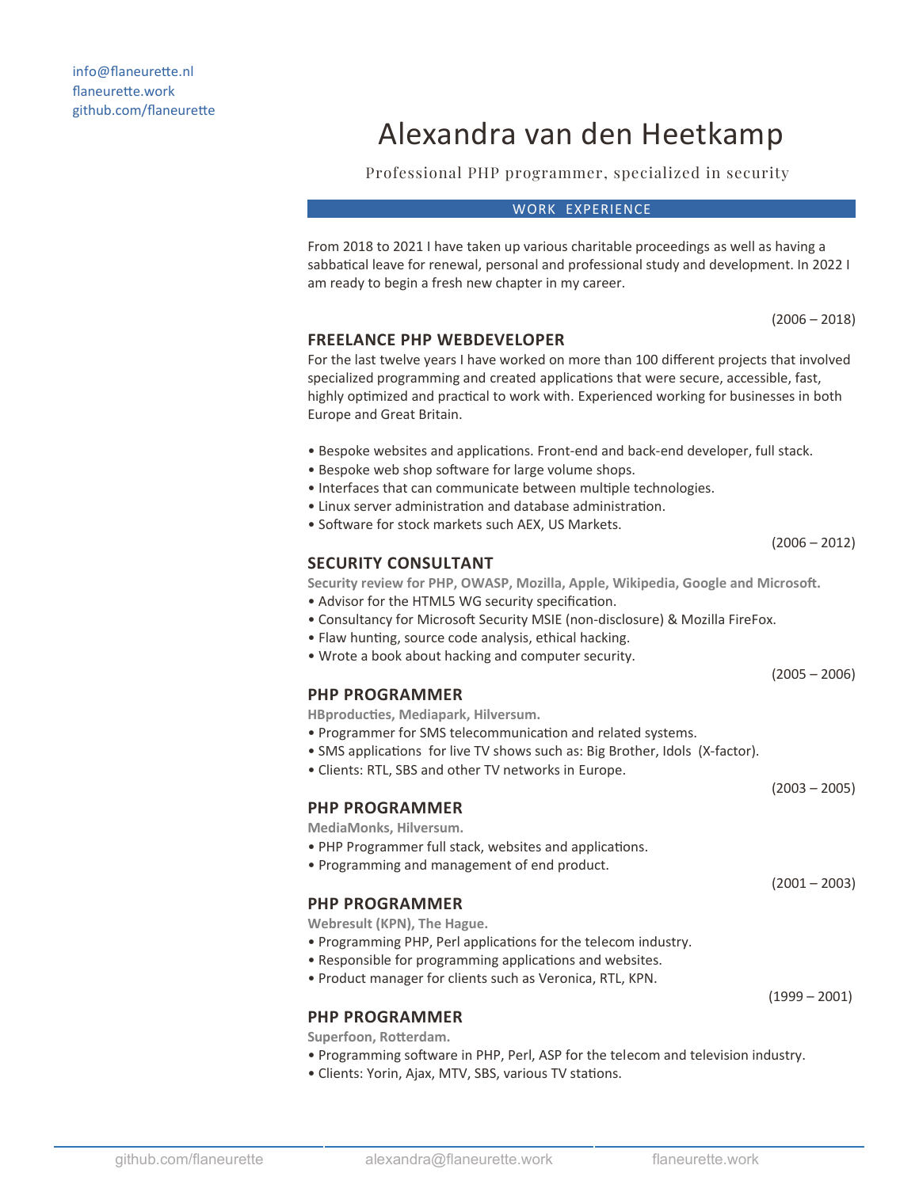info@flaneurette.nl
flaneurette.work
github.com/flaneurette

# Alexandra van den Heetkamp

Professional PHP programmer, specialized in security

## WORK EXPERIENCE

From 2018 to 2021 I have taken up various charitable proceedings as well as having a sabbatical leave for renewal, personal and professional study and development. In 2022 I am ready to begin a fresh new chapter in my career.

(2006 – 2018)

### FREELANCE PHP WEBDEVELOPER

For the last twelve years I have worked on more than 100 different projects that involved specialized programming and created applications that were secure, accessible, fast, highly optimized and practical to work with. Experienced working for businesses in both Europe and Great Britain.

- Bespoke websites and applications. Front-end and back-end developer, full stack.
- Bespoke web shop software for large volume shops.
- Interfaces that can communicate between multiple technologies.
- Linux server administration and database administration.
- Software for stock markets such AEX, US Markets.

(2006 – 2012)

### SECURITY CONSULTANT

**Security review for PHP, OWASP, Mozilla, Apple, Wikipedia, Google and Microsoft.**

- Advisor for the HTML5 WG security specification.
- Consultancy for Microsoft Security MSIE (non-disclosure) & Mozilla FireFox.
- Flaw hunting, source code analysis, ethical hacking.
- Wrote a book about hacking and computer security.

(2005 – 2006)

### PHP PROGRAMMER

**HBproducties, Mediapark, Hilversum.**

- Programmer for SMS telecommunication and related systems.
- SMS applications for live TV shows such as: Big Brother, Idols (X-factor).
- Clients: RTL, SBS and other TV networks in Europe.

(2003 – 2005)

### PHP PROGRAMMER

**MediaMonks, Hilversum.**

- PHP Programmer full stack, websites and applications.
- Programming and management of end product.

(2001 – 2003)

### PHP PROGRAMMER

**Webresult (KPN), The Hague.**

- Programming PHP, Perl applications for the telecom industry.
- Responsible for programming applications and websites.
- Product manager for clients such as Veronica, RTL, KPN.

(1999 – 2001)

### PHP PROGRAMMER

**Superfoon, Rotterdam.**

- Programming software in PHP, Perl, ASP for the telecom and television industry.
- Clients: Yorin, Ajax, MTV, SBS, various TV stations.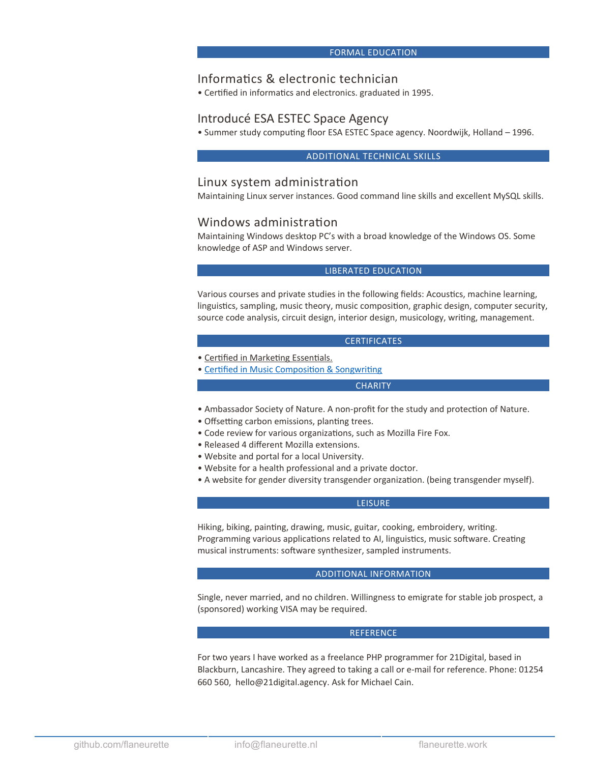## FORMAL EDUCATION

### Informatics & electronic technician

- Certified in informatics and electronics. graduated in 1995.

### Introducé ESA ESTEC Space Agency

- Summer study computing floor ESA ESTEC Space agency. Noordwijk, Holland – 1996.

## ADDITIONAL TECHNICAL SKILLS

### Linux system administration

Maintaining Linux server instances. Good command line skills and excellent MySQL skills.

### Windows administration

Maintaining Windows desktop PC's with a broad knowledge of the Windows OS. Some knowledge of ASP and Windows server.

## LIBERATED EDUCATION

Various courses and private studies in the following fields: Acoustics, machine learning, linguistics, sampling, music theory, music composition, graphic design, computer security, source code analysis, circuit design, interior design, musicology, writing, management.

## CERTIFICATES

- Certified in Marketing Essentials.
- Certified in Music Composition & Songwriting

## CHARITY

- Ambassador Society of Nature. A non-profit for the study and protection of Nature.
- Offsetting carbon emissions, planting trees.
- Code review for various organizations, such as Mozilla Fire Fox.
- Released 4 different Mozilla extensions.
- Website and portal for a local University.
- Website for a health professional and a private doctor.
- A website for gender diversity transgender organization. (being transgender myself).

## LEISURE

Hiking, biking, painting, drawing, music, guitar, cooking, embroidery, writing. Programming various applications related to AI, linguistics, music software. Creating musical instruments: software synthesizer, sampled instruments.

## ADDITIONAL INFORMATION

Single, never married, and no children. Willingness to emigrate for stable job prospect, a (sponsored) working VISA may be required.

## REFERENCE

For two years I have worked as a freelance PHP programmer for 21Digital, based in Blackburn, Lancashire. They agreed to taking a call or e-mail for reference. Phone: 01254 660 560, hello@21digital.agency. Ask for Michael Cain.

github.com/flaneurette | info@flaneurette.nl | flaneurette.work